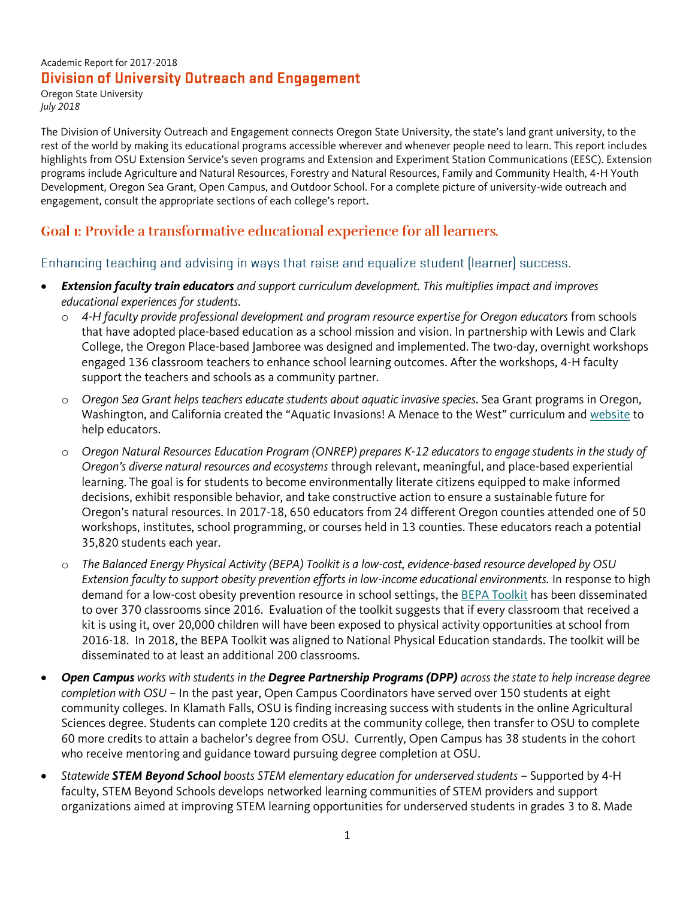Academic Report for 2017-2018

# Division of University Outreach and Engagement

Oregon State University
*July 2018*

The Division of University Outreach and Engagement connects Oregon State University, the state's land grant university, to the rest of the world by making its educational programs accessible wherever and whenever people need to learn. This report includes highlights from OSU Extension Service's seven programs and Extension and Experiment Station Communications (EESC). Extension programs include Agriculture and Natural Resources, Forestry and Natural Resources, Family and Community Health, 4-H Youth Development, Oregon Sea Grant, Open Campus, and Outdoor School. For a complete picture of university-wide outreach and engagement, consult the appropriate sections of each college's report.

## Goal 1: Provide a transformative educational experience for all learners.

### Enhancing teaching and advising in ways that raise and equalize student (learner) success.

- ***Extension faculty train educators*** *and support curriculum development. This multiplies impact and improves educational experiences for students.*
  - *4-H faculty provide professional development and program resource expertise for Oregon educators* from schools that have adopted place-based education as a school mission and vision. In partnership with Lewis and Clark College, the Oregon Place-based Jamboree was designed and implemented. The two-day, overnight workshops engaged 136 classroom teachers to enhance school learning outcomes. After the workshops, 4-H faculty support the teachers and schools as a community partner.
  - *Oregon Sea Grant helps teachers educate students about aquatic invasive species*. Sea Grant programs in Oregon, Washington, and California created the "Aquatic Invasions! A Menace to the West" curriculum and website to help educators.
  - *Oregon Natural Resources Education Program (ONREP) prepares K-12 educators to engage students in the study of Oregon's diverse natural resources and ecosystems* through relevant, meaningful, and place-based experiential learning. The goal is for students to become environmentally literate citizens equipped to make informed decisions, exhibit responsible behavior, and take constructive action to ensure a sustainable future for Oregon's natural resources. In 2017-18, 650 educators from 24 different Oregon counties attended one of 50 workshops, institutes, school programming, or courses held in 13 counties. These educators reach a potential 35,820 students each year.
  - *The Balanced Energy Physical Activity (BEPA) Toolkit is a low-cost, evidence-based resource developed by OSU Extension faculty to support obesity prevention efforts in low-income educational environments.* In response to high demand for a low-cost obesity prevention resource in school settings, the BEPA Toolkit has been disseminated to over 370 classrooms since 2016. Evaluation of the toolkit suggests that if every classroom that received a kit is using it, over 20,000 children will have been exposed to physical activity opportunities at school from 2016-18. In 2018, the BEPA Toolkit was aligned to National Physical Education standards. The toolkit will be disseminated to at least an additional 200 classrooms.
- ***Open Campus*** *works with students in the* ***Degree Partnership Programs (DPP)*** *across the state to help increase degree completion with OSU* – In the past year, Open Campus Coordinators have served over 150 students at eight community colleges. In Klamath Falls, OSU is finding increasing success with students in the online Agricultural Sciences degree. Students can complete 120 credits at the community college, then transfer to OSU to complete 60 more credits to attain a bachelor's degree from OSU. Currently, Open Campus has 38 students in the cohort who receive mentoring and guidance toward pursuing degree completion at OSU.
- *Statewide* ***STEM Beyond School*** *boosts STEM elementary education for underserved students* – Supported by 4-H faculty, STEM Beyond Schools develops networked learning communities of STEM providers and support organizations aimed at improving STEM learning opportunities for underserved students in grades 3 to 8. Made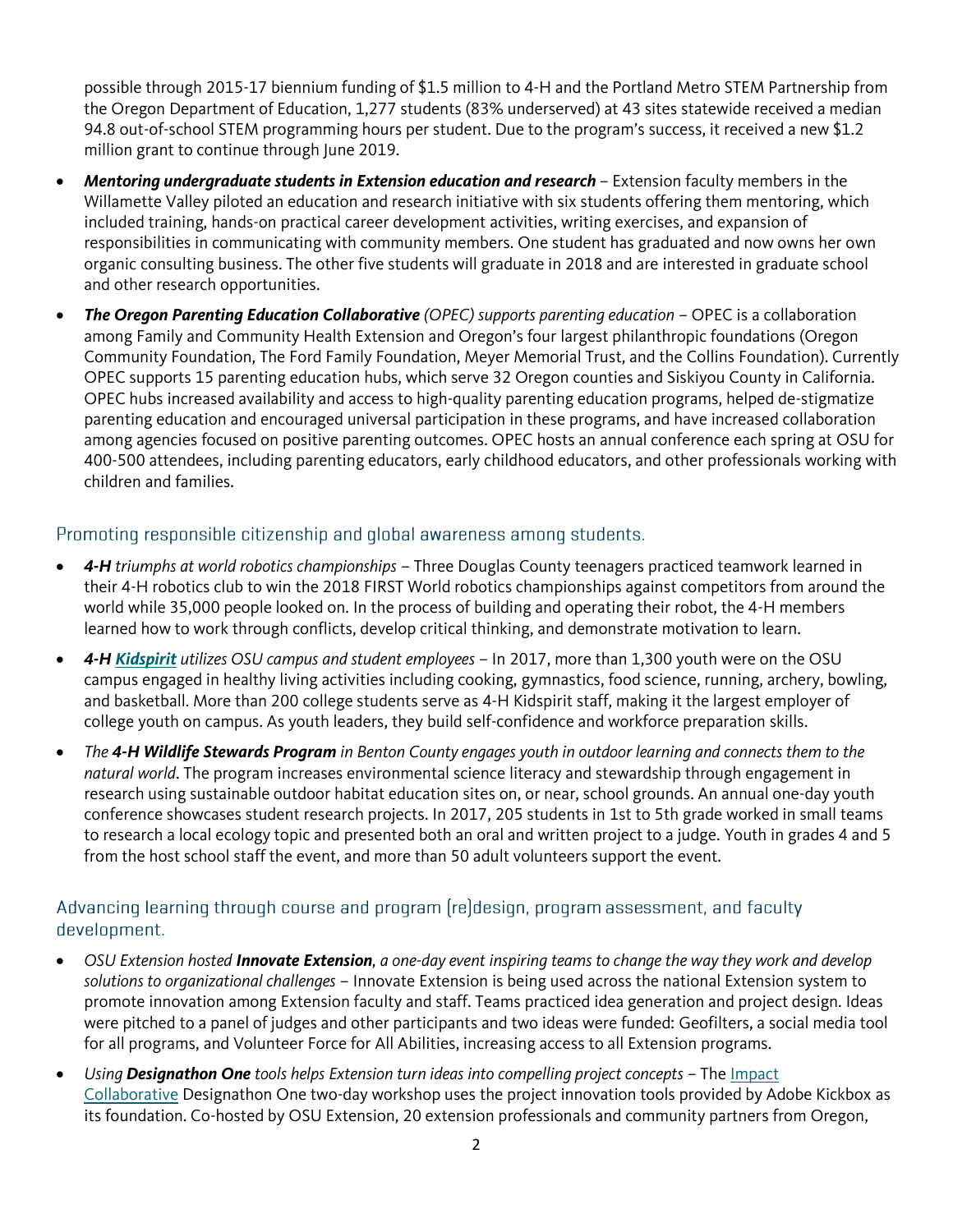possible through 2015-17 biennium funding of $1.5 million to 4-H and the Portland Metro STEM Partnership from the Oregon Department of Education, 1,277 students (83% underserved) at 43 sites statewide received a median 94.8 out-of-school STEM programming hours per student. Due to the program's success, it received a new $1.2 million grant to continue through June 2019.

- ***Mentoring undergraduate students in Extension education and research*** – Extension faculty members in the Willamette Valley piloted an education and research initiative with six students offering them mentoring, which included training, hands-on practical career development activities, writing exercises, and expansion of responsibilities in communicating with community members. One student has graduated and now owns her own organic consulting business. The other five students will graduate in 2018 and are interested in graduate school and other research opportunities.
- ***The Oregon Parenting Education Collaborative*** *(OPEC) supports parenting education* – OPEC is a collaboration among Family and Community Health Extension and Oregon's four largest philanthropic foundations (Oregon Community Foundation, The Ford Family Foundation, Meyer Memorial Trust, and the Collins Foundation). Currently OPEC supports 15 parenting education hubs, which serve 32 Oregon counties and Siskiyou County in California. OPEC hubs increased availability and access to high-quality parenting education programs, helped de-stigmatize parenting education and encouraged universal participation in these programs, and have increased collaboration among agencies focused on positive parenting outcomes. OPEC hosts an annual conference each spring at OSU for 400-500 attendees, including parenting educators, early childhood educators, and other professionals working with children and families.

## Promoting responsible citizenship and global awareness among students.

- ***4-H*** *triumphs at world robotics championships* – Three Douglas County teenagers practiced teamwork learned in their 4-H robotics club to win the 2018 FIRST World robotics championships against competitors from around the world while 35,000 people looked on. In the process of building and operating their robot, the 4-H members learned how to work through conflicts, develop critical thinking, and demonstrate motivation to learn.
- ***4-H [Kidspirit](Kidspirit)*** *utilizes OSU campus and student employees* – In 2017, more than 1,300 youth were on the OSU campus engaged in healthy living activities including cooking, gymnastics, food science, running, archery, bowling, and basketball. More than 200 college students serve as 4-H Kidspirit staff, making it the largest employer of college youth on campus. As youth leaders, they build self-confidence and workforce preparation skills.
- *The* ***4-H Wildlife Stewards Program*** *in Benton County engages youth in outdoor learning and connects them to the natural world*. The program increases environmental science literacy and stewardship through engagement in research using sustainable outdoor habitat education sites on, or near, school grounds. An annual one-day youth conference showcases student research projects. In 2017, 205 students in 1st to 5th grade worked in small teams to research a local ecology topic and presented both an oral and written project to a judge. Youth in grades 4 and 5 from the host school staff the event, and more than 50 adult volunteers support the event.

## Advancing learning through course and program (re)design, program assessment, and faculty development.

- *OSU Extension hosted* ***Innovate Extension****, a one-day event inspiring teams to change the way they work and develop solutions to organizational challenges* – Innovate Extension is being used across the national Extension system to promote innovation among Extension faculty and staff. Teams practiced idea generation and project design. Ideas were pitched to a panel of judges and other participants and two ideas were funded: Geofilters, a social media tool for all programs, and Volunteer Force for All Abilities, increasing access to all Extension programs.
- *Using* ***Designathon One*** *tools helps Extension turn ideas into compelling project concepts* – The Impact Collaborative Designathon One two-day workshop uses the project innovation tools provided by Adobe Kickbox as its foundation. Co-hosted by OSU Extension, 20 extension professionals and community partners from Oregon,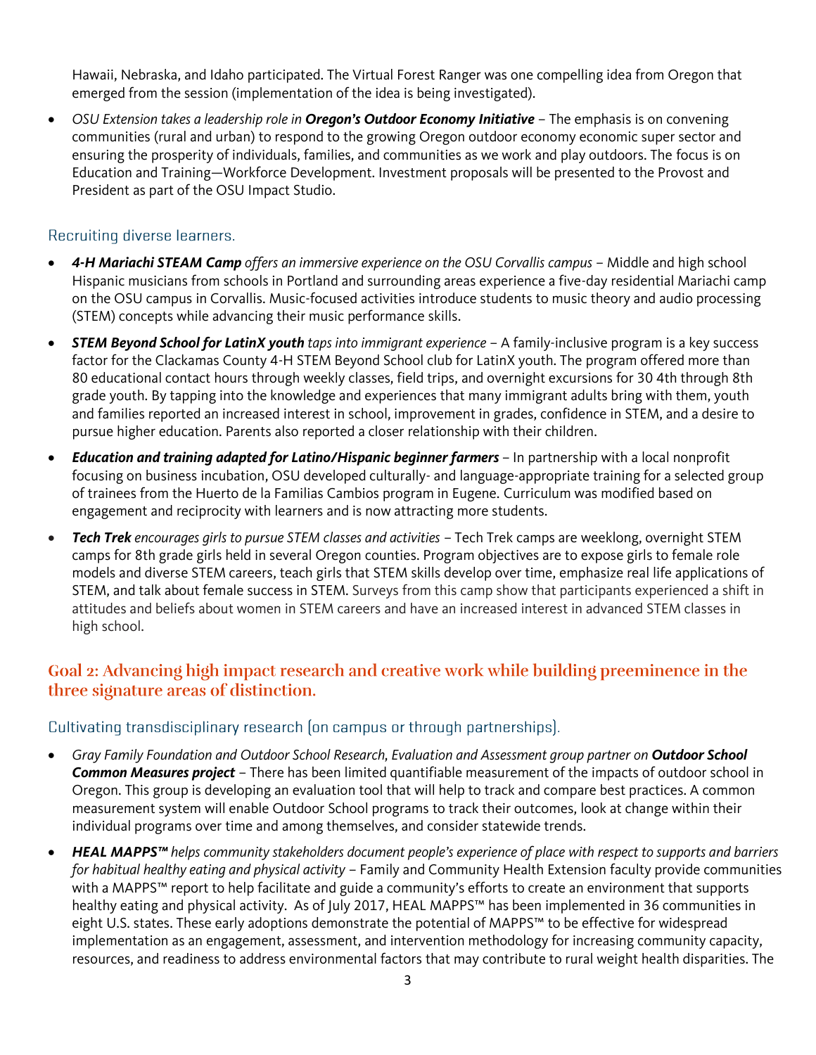Hawaii, Nebraska, and Idaho participated. The Virtual Forest Ranger was one compelling idea from Oregon that emerged from the session (implementation of the idea is being investigated).

- *OSU Extension takes a leadership role in **Oregon's Outdoor Economy Initiative*** – The emphasis is on convening communities (rural and urban) to respond to the growing Oregon outdoor economy economic super sector and ensuring the prosperity of individuals, families, and communities as we work and play outdoors. The focus is on Education and Training—Workforce Development. Investment proposals will be presented to the Provost and President as part of the OSU Impact Studio.

### Recruiting diverse learners.

- ***4-H Mariachi STEAM Camp*** *offers an immersive experience on the OSU Corvallis campus* – Middle and high school Hispanic musicians from schools in Portland and surrounding areas experience a five-day residential Mariachi camp on the OSU campus in Corvallis. Music-focused activities introduce students to music theory and audio processing (STEM) concepts while advancing their music performance skills.
- ***STEM Beyond School for LatinX youth*** *taps into immigrant experience* – A family-inclusive program is a key success factor for the Clackamas County 4-H STEM Beyond School club for LatinX youth. The program offered more than 80 educational contact hours through weekly classes, field trips, and overnight excursions for 30 4th through 8th grade youth. By tapping into the knowledge and experiences that many immigrant adults bring with them, youth and families reported an increased interest in school, improvement in grades, confidence in STEM, and a desire to pursue higher education. Parents also reported a closer relationship with their children.
- ***Education and training adapted for Latino/Hispanic beginner farmers*** – In partnership with a local nonprofit focusing on business incubation, OSU developed culturally- and language-appropriate training for a selected group of trainees from the Huerto de la Familias Cambios program in Eugene. Curriculum was modified based on engagement and reciprocity with learners and is now attracting more students.
- ***Tech Trek*** *encourages girls to pursue STEM classes and activities* – Tech Trek camps are weeklong, overnight STEM camps for 8th grade girls held in several Oregon counties. Program objectives are to expose girls to female role models and diverse STEM careers, teach girls that STEM skills develop over time, emphasize real life applications of STEM, and talk about female success in STEM. Surveys from this camp show that participants experienced a shift in attitudes and beliefs about women in STEM careers and have an increased interest in advanced STEM classes in high school.

## Goal 2: Advancing high impact research and creative work while building preeminence in the three signature areas of distinction.

### Cultivating transdisciplinary research (on campus or through partnerships).

- *Gray Family Foundation and Outdoor School Research, Evaluation and Assessment group partner on **Outdoor School Common Measures project*** – There has been limited quantifiable measurement of the impacts of outdoor school in Oregon. This group is developing an evaluation tool that will help to track and compare best practices. A common measurement system will enable Outdoor School programs to track their outcomes, look at change within their individual programs over time and among themselves, and consider statewide trends.
- ***HEAL MAPPS™*** *helps community stakeholders document people's experience of place with respect to supports and barriers for habitual healthy eating and physical activity* – Family and Community Health Extension faculty provide communities with a MAPPS™ report to help facilitate and guide a community's efforts to create an environment that supports healthy eating and physical activity. As of July 2017, HEAL MAPPS™ has been implemented in 36 communities in eight U.S. states. These early adoptions demonstrate the potential of MAPPS™ to be effective for widespread implementation as an engagement, assessment, and intervention methodology for increasing community capacity, resources, and readiness to address environmental factors that may contribute to rural weight health disparities. The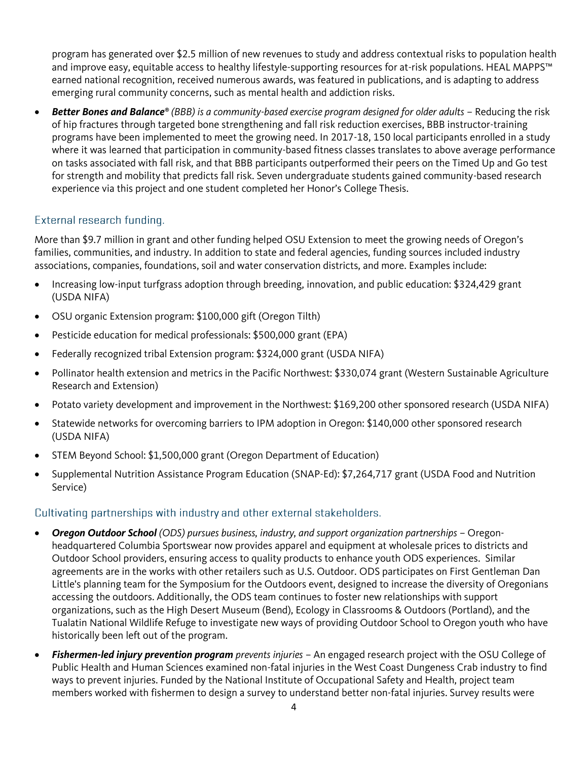program has generated over $2.5 million of new revenues to study and address contextual risks to population health and improve easy, equitable access to healthy lifestyle-supporting resources for at-risk populations. HEAL MAPPS™ earned national recognition, received numerous awards, was featured in publications, and is adapting to address emerging rural community concerns, such as mental health and addiction risks.

- ***Better Bones and Balance***® *(BBB) is a community-based exercise program designed for older adults* – Reducing the risk of hip fractures through targeted bone strengthening and fall risk reduction exercises, BBB instructor-training programs have been implemented to meet the growing need. In 2017-18, 150 local participants enrolled in a study where it was learned that participation in community-based fitness classes translates to above average performance on tasks associated with fall risk, and that BBB participants outperformed their peers on the Timed Up and Go test for strength and mobility that predicts fall risk. Seven undergraduate students gained community-based research experience via this project and one student completed her Honor's College Thesis.

## External research funding.

More than $9.7 million in grant and other funding helped OSU Extension to meet the growing needs of Oregon's families, communities, and industry. In addition to state and federal agencies, funding sources included industry associations, companies, foundations, soil and water conservation districts, and more. Examples include:

- Increasing low-input turfgrass adoption through breeding, innovation, and public education: $324,429 grant (USDA NIFA)
- OSU organic Extension program: $100,000 gift (Oregon Tilth)
- Pesticide education for medical professionals: $500,000 grant (EPA)
- Federally recognized tribal Extension program: $324,000 grant (USDA NIFA)
- Pollinator health extension and metrics in the Pacific Northwest: $330,074 grant (Western Sustainable Agriculture Research and Extension)
- Potato variety development and improvement in the Northwest: $169,200 other sponsored research (USDA NIFA)
- Statewide networks for overcoming barriers to IPM adoption in Oregon: $140,000 other sponsored research (USDA NIFA)
- STEM Beyond School: $1,500,000 grant (Oregon Department of Education)
- Supplemental Nutrition Assistance Program Education (SNAP-Ed): $7,264,717 grant (USDA Food and Nutrition Service)

## Cultivating partnerships with industry and other external stakeholders.

- ***Oregon Outdoor School*** *(ODS) pursues business, industry, and support organization partnerships* – Oregon-headquartered Columbia Sportswear now provides apparel and equipment at wholesale prices to districts and Outdoor School providers, ensuring access to quality products to enhance youth ODS experiences. Similar agreements are in the works with other retailers such as U.S. Outdoor. ODS participates on First Gentleman Dan Little's planning team for the Symposium for the Outdoors event, designed to increase the diversity of Oregonians accessing the outdoors. Additionally, the ODS team continues to foster new relationships with support organizations, such as the High Desert Museum (Bend), Ecology in Classrooms & Outdoors (Portland), and the Tualatin National Wildlife Refuge to investigate new ways of providing Outdoor School to Oregon youth who have historically been left out of the program.
- ***Fishermen-led injury prevention program*** *prevents injuries* – An engaged research project with the OSU College of Public Health and Human Sciences examined non-fatal injuries in the West Coast Dungeness Crab industry to find ways to prevent injuries. Funded by the National Institute of Occupational Safety and Health, project team members worked with fishermen to design a survey to understand better non-fatal injuries. Survey results were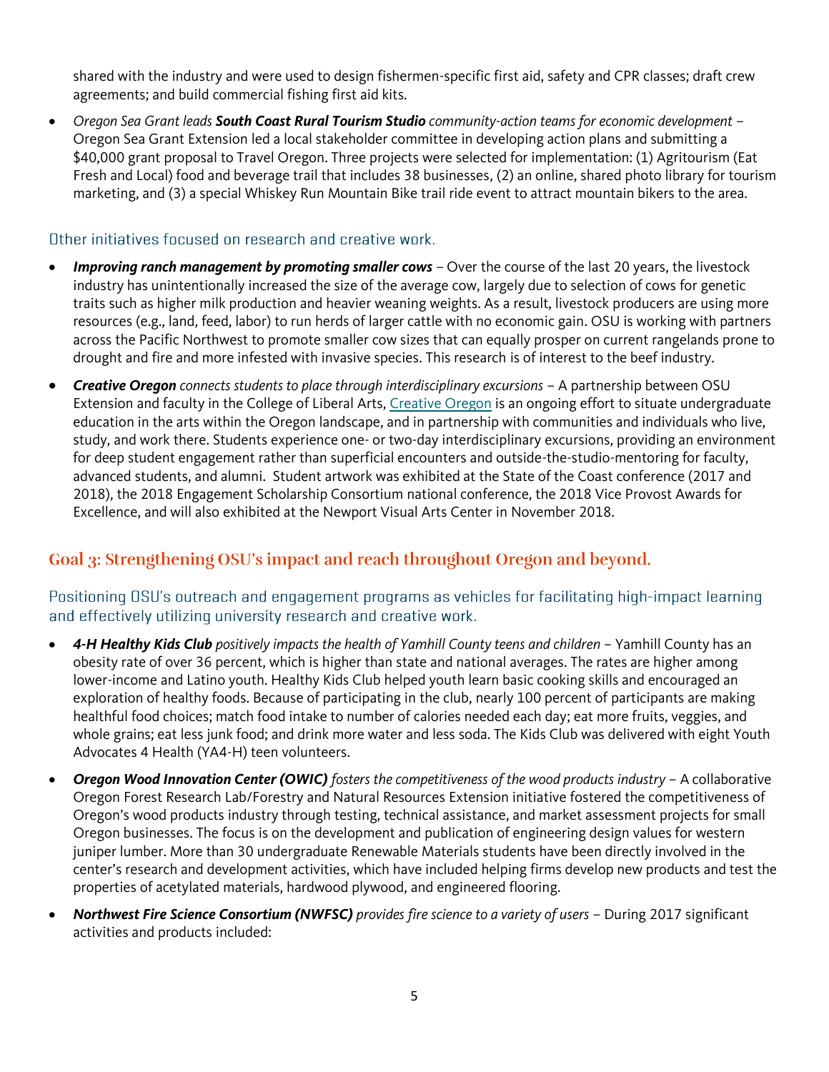shared with the industry and were used to design fishermen-specific first aid, safety and CPR classes; draft crew agreements; and build commercial fishing first aid kits.

- *Oregon Sea Grant leads* ***South Coast Rural Tourism Studio*** *community-action teams for economic development* – Oregon Sea Grant Extension led a local stakeholder committee in developing action plans and submitting a $40,000 grant proposal to Travel Oregon. Three projects were selected for implementation: (1) Agritourism (Eat Fresh and Local) food and beverage trail that includes 38 businesses, (2) an online, shared photo library for tourism marketing, and (3) a special Whiskey Run Mountain Bike trail ride event to attract mountain bikers to the area.

### Other initiatives focused on research and creative work.

- ***Improving ranch management by promoting smaller cows*** – Over the course of the last 20 years, the livestock industry has unintentionally increased the size of the average cow, largely due to selection of cows for genetic traits such as higher milk production and heavier weaning weights. As a result, livestock producers are using more resources (e.g., land, feed, labor) to run herds of larger cattle with no economic gain. OSU is working with partners across the Pacific Northwest to promote smaller cow sizes that can equally prosper on current rangelands prone to drought and fire and more infested with invasive species. This research is of interest to the beef industry.
- ***Creative Oregon*** *connects students to place through interdisciplinary excursions* – A partnership between OSU Extension and faculty in the College of Liberal Arts, Creative Oregon is an ongoing effort to situate undergraduate education in the arts within the Oregon landscape, and in partnership with communities and individuals who live, study, and work there. Students experience one- or two-day interdisciplinary excursions, providing an environment for deep student engagement rather than superficial encounters and outside-the-studio-mentoring for faculty, advanced students, and alumni. Student artwork was exhibited at the State of the Coast conference (2017 and 2018), the 2018 Engagement Scholarship Consortium national conference, the 2018 Vice Provost Awards for Excellence, and will also exhibited at the Newport Visual Arts Center in November 2018.

## Goal 3: Strengthening OSU's impact and reach throughout Oregon and beyond.

### Positioning OSU's outreach and engagement programs as vehicles for facilitating high-impact learning and effectively utilizing university research and creative work.

- ***4-H Healthy Kids Club*** *positively impacts the health of Yamhill County teens and children* – Yamhill County has an obesity rate of over 36 percent, which is higher than state and national averages. The rates are higher among lower-income and Latino youth. Healthy Kids Club helped youth learn basic cooking skills and encouraged an exploration of healthy foods. Because of participating in the club, nearly 100 percent of participants are making healthful food choices; match food intake to number of calories needed each day; eat more fruits, veggies, and whole grains; eat less junk food; and drink more water and less soda. The Kids Club was delivered with eight Youth Advocates 4 Health (YA4-H) teen volunteers.
- ***Oregon Wood Innovation Center (OWIC)*** *fosters the competitiveness of the wood products industry* – A collaborative Oregon Forest Research Lab/Forestry and Natural Resources Extension initiative fostered the competitiveness of Oregon's wood products industry through testing, technical assistance, and market assessment projects for small Oregon businesses. The focus is on the development and publication of engineering design values for western juniper lumber. More than 30 undergraduate Renewable Materials students have been directly involved in the center's research and development activities, which have included helping firms develop new products and test the properties of acetylated materials, hardwood plywood, and engineered flooring.
- ***Northwest Fire Science Consortium (NWFSC)*** *provides fire science to a variety of users* – During 2017 significant activities and products included: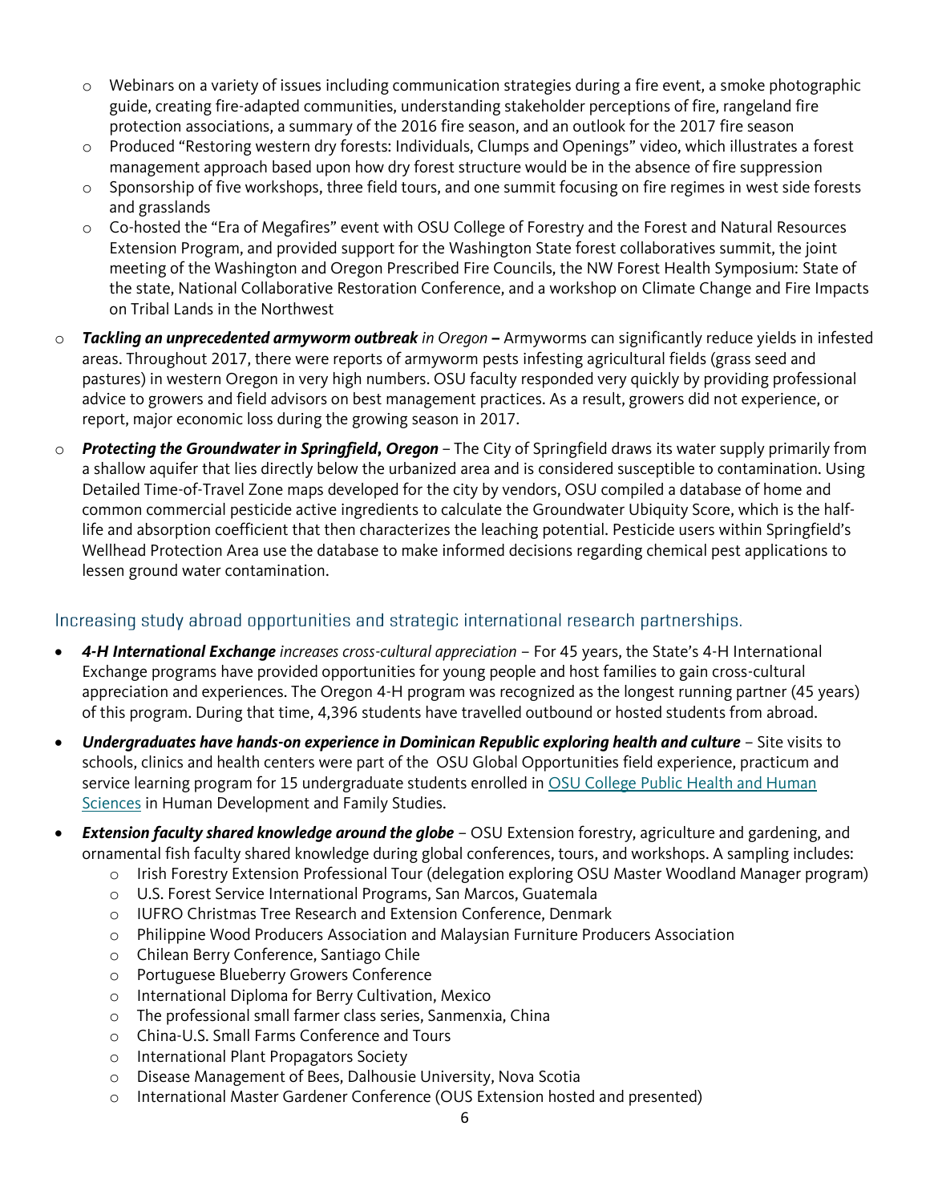- Webinars on a variety of issues including communication strategies during a fire event, a smoke photographic guide, creating fire-adapted communities, understanding stakeholder perceptions of fire, rangeland fire protection associations, a summary of the 2016 fire season, and an outlook for the 2017 fire season
  - Produced "Restoring western dry forests: Individuals, Clumps and Openings" video, which illustrates a forest management approach based upon how dry forest structure would be in the absence of fire suppression
  - Sponsorship of five workshops, three field tours, and one summit focusing on fire regimes in west side forests and grasslands
  - Co-hosted the "Era of Megafires" event with OSU College of Forestry and the Forest and Natural Resources Extension Program, and provided support for the Washington State forest collaboratives summit, the joint meeting of the Washington and Oregon Prescribed Fire Councils, the NW Forest Health Symposium: State of the state, National Collaborative Restoration Conference, and a workshop on Climate Change and Fire Impacts on Tribal Lands in the Northwest

- ***Tackling an unprecedented armyworm outbreak** in Oregon* **–** Armyworms can significantly reduce yields in infested areas. Throughout 2017, there were reports of armyworm pests infesting agricultural fields (grass seed and pastures) in western Oregon in very high numbers. OSU faculty responded very quickly by providing professional advice to growers and field advisors on best management practices. As a result, growers did not experience, or report, major economic loss during the growing season in 2017.

- ***Protecting the Groundwater in Springfield, Oregon*** – The City of Springfield draws its water supply primarily from a shallow aquifer that lies directly below the urbanized area and is considered susceptible to contamination. Using Detailed Time-of-Travel Zone maps developed for the city by vendors, OSU compiled a database of home and common commercial pesticide active ingredients to calculate the Groundwater Ubiquity Score, which is the half-life and absorption coefficient that then characterizes the leaching potential. Pesticide users within Springfield's Wellhead Protection Area use the database to make informed decisions regarding chemical pest applications to lessen ground water contamination.

### Increasing study abroad opportunities and strategic international research partnerships.

- ***4-H International Exchange** increases cross-cultural appreciation* – For 45 years, the State's 4-H International Exchange programs have provided opportunities for young people and host families to gain cross-cultural appreciation and experiences. The Oregon 4-H program was recognized as the longest running partner (45 years) of this program. During that time, 4,396 students have travelled outbound or hosted students from abroad.
- ***Undergraduates have hands-on experience in Dominican Republic exploring health and culture*** – Site visits to schools, clinics and health centers were part of the OSU Global Opportunities field experience, practicum and service learning program for 15 undergraduate students enrolled in OSU College Public Health and Human Sciences in Human Development and Family Studies.
- ***Extension faculty shared knowledge around the globe*** – OSU Extension forestry, agriculture and gardening, and ornamental fish faculty shared knowledge during global conferences, tours, and workshops. A sampling includes:
  - Irish Forestry Extension Professional Tour (delegation exploring OSU Master Woodland Manager program)
  - U.S. Forest Service International Programs, San Marcos, Guatemala
  - IUFRO Christmas Tree Research and Extension Conference, Denmark
  - Philippine Wood Producers Association and Malaysian Furniture Producers Association
  - Chilean Berry Conference, Santiago Chile
  - Portuguese Blueberry Growers Conference
  - International Diploma for Berry Cultivation, Mexico
  - The professional small farmer class series, Sanmenxia, China
  - China-U.S. Small Farms Conference and Tours
  - International Plant Propagators Society
  - Disease Management of Bees, Dalhousie University, Nova Scotia
  - International Master Gardener Conference (OUS Extension hosted and presented)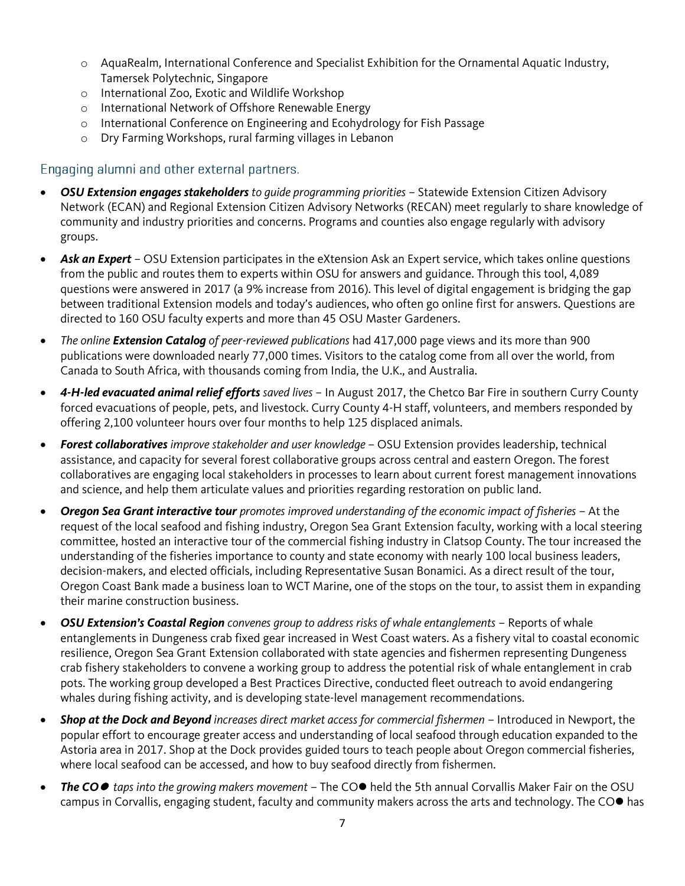- AquaRealm, International Conference and Specialist Exhibition for the Ornamental Aquatic Industry, Tamersek Polytechnic, Singapore
  - International Zoo, Exotic and Wildlife Workshop
  - International Network of Offshore Renewable Energy
  - International Conference on Engineering and Ecohydrology for Fish Passage
  - Dry Farming Workshops, rural farming villages in Lebanon

### Engaging alumni and other external partners.

- ***OSU Extension engages stakeholders*** *to guide programming priorities* – Statewide Extension Citizen Advisory Network (ECAN) and Regional Extension Citizen Advisory Networks (RECAN) meet regularly to share knowledge of community and industry priorities and concerns. Programs and counties also engage regularly with advisory groups.
- ***Ask an Expert*** – OSU Extension participates in the eXtension Ask an Expert service, which takes online questions from the public and routes them to experts within OSU for answers and guidance. Through this tool, 4,089 questions were answered in 2017 (a 9% increase from 2016). This level of digital engagement is bridging the gap between traditional Extension models and today's audiences, who often go online first for answers. Questions are directed to 160 OSU faculty experts and more than 45 OSU Master Gardeners.
- *The online* ***Extension Catalog*** *of peer-reviewed publications* had 417,000 page views and its more than 900 publications were downloaded nearly 77,000 times. Visitors to the catalog come from all over the world, from Canada to South Africa, with thousands coming from India, the U.K., and Australia.
- ***4-H-led evacuated animal relief efforts*** *saved lives* – In August 2017, the Chetco Bar Fire in southern Curry County forced evacuations of people, pets, and livestock. Curry County 4-H staff, volunteers, and members responded by offering 2,100 volunteer hours over four months to help 125 displaced animals.
- ***Forest collaboratives*** *improve stakeholder and user knowledge* – OSU Extension provides leadership, technical assistance, and capacity for several forest collaborative groups across central and eastern Oregon. The forest collaboratives are engaging local stakeholders in processes to learn about current forest management innovations and science, and help them articulate values and priorities regarding restoration on public land.
- ***Oregon Sea Grant interactive tour*** *promotes improved understanding of the economic impact of fisheries* – At the request of the local seafood and fishing industry, Oregon Sea Grant Extension faculty, working with a local steering committee, hosted an interactive tour of the commercial fishing industry in Clatsop County. The tour increased the understanding of the fisheries importance to county and state economy with nearly 100 local business leaders, decision-makers, and elected officials, including Representative Susan Bonamici. As a direct result of the tour, Oregon Coast Bank made a business loan to WCT Marine, one of the stops on the tour, to assist them in expanding their marine construction business.
- ***OSU Extension's Coastal Region*** *convenes group to address risks of whale entanglements* – Reports of whale entanglements in Dungeness crab fixed gear increased in West Coast waters. As a fishery vital to coastal economic resilience, Oregon Sea Grant Extension collaborated with state agencies and fishermen representing Dungeness crab fishery stakeholders to convene a working group to address the potential risk of whale entanglement in crab pots. The working group developed a Best Practices Directive, conducted fleet outreach to avoid endangering whales during fishing activity, and is developing state-level management recommendations.
- ***Shop at the Dock and Beyond*** *increases direct market access for commercial fishermen* – Introduced in Newport, the popular effort to encourage greater access and understanding of local seafood through education expanded to the Astoria area in 2017. Shop at the Dock provides guided tours to teach people about Oregon commercial fisheries, where local seafood can be accessed, and how to buy seafood directly from fishermen.
- ***The CO●*** *taps into the growing makers movement* – The CO● held the 5th annual Corvallis Maker Fair on the OSU campus in Corvallis, engaging student, faculty and community makers across the arts and technology. The CO● has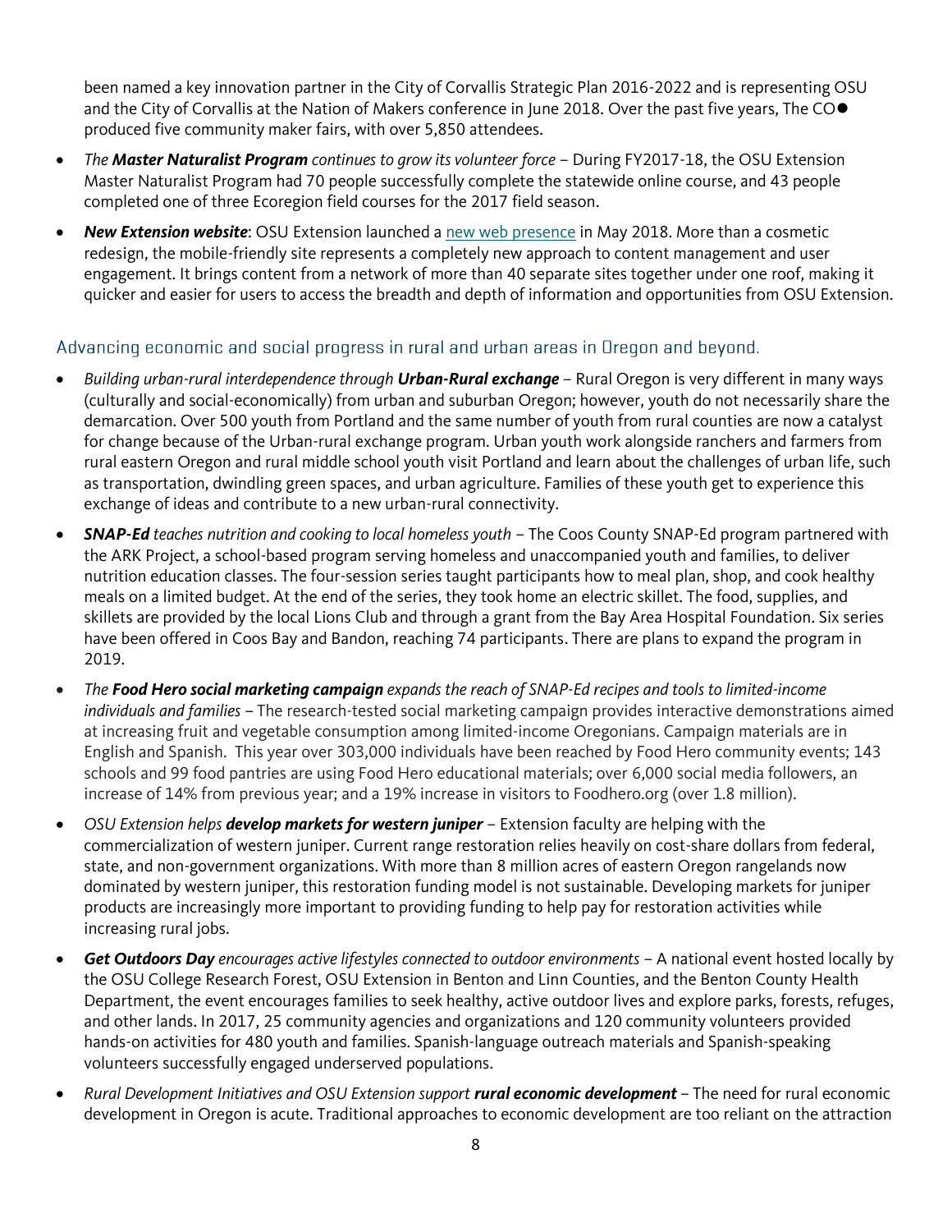been named a key innovation partner in the City of Corvallis Strategic Plan 2016-2022 and is representing OSU and the City of Corvallis at the Nation of Makers conference in June 2018. Over the past five years, The CO● produced five community maker fairs, with over 5,850 attendees.

- *The **Master Naturalist Program** continues to grow its volunteer force* – During FY2017-18, the OSU Extension Master Naturalist Program had 70 people successfully complete the statewide online course, and 43 people completed one of three Ecoregion field courses for the 2017 field season.
- ***New Extension website***: OSU Extension launched a [new web presence] in May 2018. More than a cosmetic redesign, the mobile-friendly site represents a completely new approach to content management and user engagement. It brings content from a network of more than 40 separate sites together under one roof, making it quicker and easier for users to access the breadth and depth of information and opportunities from OSU Extension.

## Advancing economic and social progress in rural and urban areas in Oregon and beyond.

- *Building urban-rural interdependence through **Urban-Rural exchange*** – Rural Oregon is very different in many ways (culturally and social-economically) from urban and suburban Oregon; however, youth do not necessarily share the demarcation. Over 500 youth from Portland and the same number of youth from rural counties are now a catalyst for change because of the Urban-rural exchange program. Urban youth work alongside ranchers and farmers from rural eastern Oregon and rural middle school youth visit Portland and learn about the challenges of urban life, such as transportation, dwindling green spaces, and urban agriculture. Families of these youth get to experience this exchange of ideas and contribute to a new urban-rural connectivity.
- ***SNAP-Ed** teaches nutrition and cooking to local homeless youth* – The Coos County SNAP-Ed program partnered with the ARK Project, a school-based program serving homeless and unaccompanied youth and families, to deliver nutrition education classes. The four-session series taught participants how to meal plan, shop, and cook healthy meals on a limited budget. At the end of the series, they took home an electric skillet. The food, supplies, and skillets are provided by the local Lions Club and through a grant from the Bay Area Hospital Foundation. Six series have been offered in Coos Bay and Bandon, reaching 74 participants. There are plans to expand the program in 2019.
- *The **Food Hero social marketing campaign** expands the reach of SNAP-Ed recipes and tools to limited-income individuals and families* – The research-tested social marketing campaign provides interactive demonstrations aimed at increasing fruit and vegetable consumption among limited-income Oregonians. Campaign materials are in English and Spanish. This year over 303,000 individuals have been reached by Food Hero community events; 143 schools and 99 food pantries are using Food Hero educational materials; over 6,000 social media followers, an increase of 14% from previous year; and a 19% increase in visitors to Foodhero.org (over 1.8 million).
- *OSU Extension helps **develop markets for western juniper*** – Extension faculty are helping with the commercialization of western juniper. Current range restoration relies heavily on cost-share dollars from federal, state, and non-government organizations. With more than 8 million acres of eastern Oregon rangelands now dominated by western juniper, this restoration funding model is not sustainable. Developing markets for juniper products are increasingly more important to providing funding to help pay for restoration activities while increasing rural jobs.
- ***Get Outdoors Day** encourages active lifestyles connected to outdoor environments* – A national event hosted locally by the OSU College Research Forest, OSU Extension in Benton and Linn Counties, and the Benton County Health Department, the event encourages families to seek healthy, active outdoor lives and explore parks, forests, refuges, and other lands. In 2017, 25 community agencies and organizations and 120 community volunteers provided hands-on activities for 480 youth and families. Spanish-language outreach materials and Spanish-speaking volunteers successfully engaged underserved populations.
- *Rural Development Initiatives and OSU Extension support **rural economic development*** – The need for rural economic development in Oregon is acute. Traditional approaches to economic development are too reliant on the attraction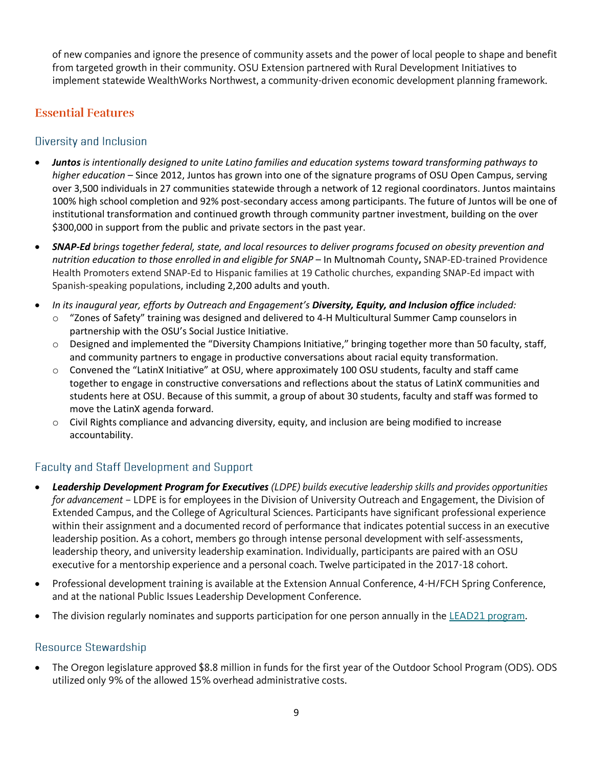of new companies and ignore the presence of community assets and the power of local people to shape and benefit from targeted growth in their community. OSU Extension partnered with Rural Development Initiatives to implement statewide WealthWorks Northwest, a community-driven economic development planning framework.

## Essential Features

### Diversity and Inclusion

- ***Juntos** is intentionally designed to unite Latino families and education systems toward transforming pathways to higher education* – Since 2012, Juntos has grown into one of the signature programs of OSU Open Campus, serving over 3,500 individuals in 27 communities statewide through a network of 12 regional coordinators. Juntos maintains 100% high school completion and 92% post-secondary access among participants. The future of Juntos will be one of institutional transformation and continued growth through community partner investment, building on the over $300,000 in support from the public and private sectors in the past year.
- ***SNAP-Ed** brings together federal, state, and local resources to deliver programs focused on obesity prevention and nutrition education to those enrolled in and eligible for SNAP* – In Multnomah County**,** SNAP-ED-trained Providence Health Promoters extend SNAP-Ed to Hispanic families at 19 Catholic churches, expanding SNAP-Ed impact with Spanish-speaking populations, including 2,200 adults and youth.
- *In its inaugural year, efforts by Outreach and Engagement's **Diversity, Equity, and Inclusion office** included:*
  - "Zones of Safety" training was designed and delivered to 4-H Multicultural Summer Camp counselors in partnership with the OSU's Social Justice Initiative.
  - Designed and implemented the "Diversity Champions Initiative," bringing together more than 50 faculty, staff, and community partners to engage in productive conversations about racial equity transformation.
  - Convened the "LatinX Initiative" at OSU, where approximately 100 OSU students, faculty and staff came together to engage in constructive conversations and reflections about the status of LatinX communities and students here at OSU. Because of this summit, a group of about 30 students, faculty and staff was formed to move the LatinX agenda forward.
  - Civil Rights compliance and advancing diversity, equity, and inclusion are being modified to increase accountability.

### Faculty and Staff Development and Support

- ***Leadership Development Program for Executives** (LDPE) builds executive leadership skills and provides opportunities for advancement* – LDPE is for employees in the Division of University Outreach and Engagement, the Division of Extended Campus, and the College of Agricultural Sciences. Participants have significant professional experience within their assignment and a documented record of performance that indicates potential success in an executive leadership position. As a cohort, members go through intense personal development with self-assessments, leadership theory, and university leadership examination. Individually, participants are paired with an OSU executive for a mentorship experience and a personal coach. Twelve participated in the 2017-18 cohort.
- Professional development training is available at the Extension Annual Conference, 4-H/FCH Spring Conference, and at the national Public Issues Leadership Development Conference.
- The division regularly nominates and supports participation for one person annually in the LEAD21 program.

### Resource Stewardship

- The Oregon legislature approved $8.8 million in funds for the first year of the Outdoor School Program (ODS). ODS utilized only 9% of the allowed 15% overhead administrative costs.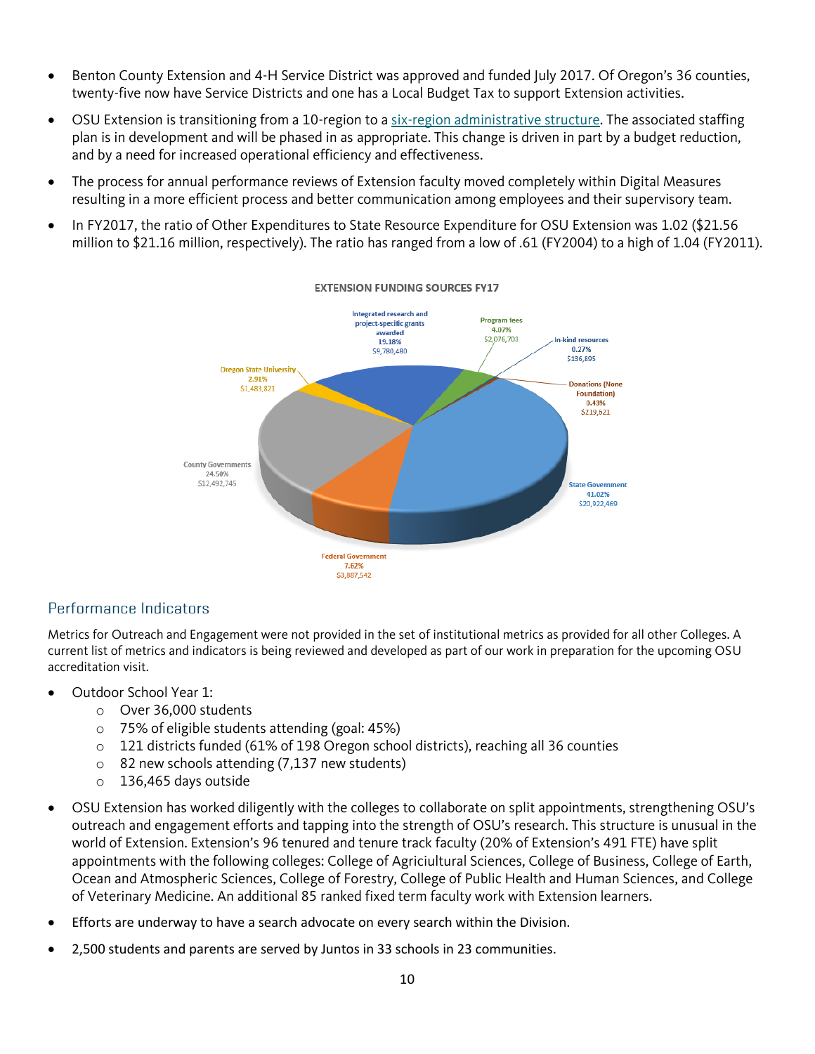- Benton County Extension and 4-H Service District was approved and funded July 2017. Of Oregon's 36 counties, twenty-five now have Service Districts and one has a Local Budget Tax to support Extension activities.
- OSU Extension is transitioning from a 10-region to a six-region administrative structure. The associated staffing plan is in development and will be phased in as appropriate. This change is driven in part by a budget reduction, and by a need for increased operational efficiency and effectiveness.
- The process for annual performance reviews of Extension faculty moved completely within Digital Measures resulting in a more efficient process and better communication among employees and their supervisory team.
- In FY2017, the ratio of Other Expenditures to State Resource Expenditure for OSU Extension was 1.02 ($21.56 million to $21.16 million, respectively). The ratio has ranged from a low of .61 (FY2004) to a high of 1.04 (FY2011).

EXTENSION FUNDING SOURCES FY17

Integrated research and project-specific grants awarded
19.18%
$9,780,480

Program fees
4.07%
$2,076,703

In-kind resources
0.27%
$136,895

Donations (None Foundation)
0.43%
$219,621

Oregon State University
2.91%
$1,483,821

County Governments
24.50%
$12,492,745

State Government
41.02%
$20,922,469

Federal Government
7.62%
$3,887,542

## Performance Indicators

Metrics for Outreach and Engagement were not provided in the set of institutional metrics as provided for all other Colleges. A current list of metrics and indicators is being reviewed and developed as part of our work in preparation for the upcoming OSU accreditation visit.

- Outdoor School Year 1:
  - Over 36,000 students
  - 75% of eligible students attending (goal: 45%)
  - 121 districts funded (61% of 198 Oregon school districts), reaching all 36 counties
  - 82 new schools attending (7,137 new students)
  - 136,465 days outside
- OSU Extension has worked diligently with the colleges to collaborate on split appointments, strengthening OSU's outreach and engagement efforts and tapping into the strength of OSU's research. This structure is unusual in the world of Extension. Extension's 96 tenured and tenure track faculty (20% of Extension's 491 FTE) have split appointments with the following colleges: College of Agriciultural Sciences, College of Business, College of Earth, Ocean and Atmospheric Sciences, College of Forestry, College of Public Health and Human Sciences, and College of Veterinary Medicine. An additional 85 ranked fixed term faculty work with Extension learners.
- Efforts are underway to have a search advocate on every search within the Division.
- 2,500 students and parents are served by Juntos in 33 schools in 23 communities.